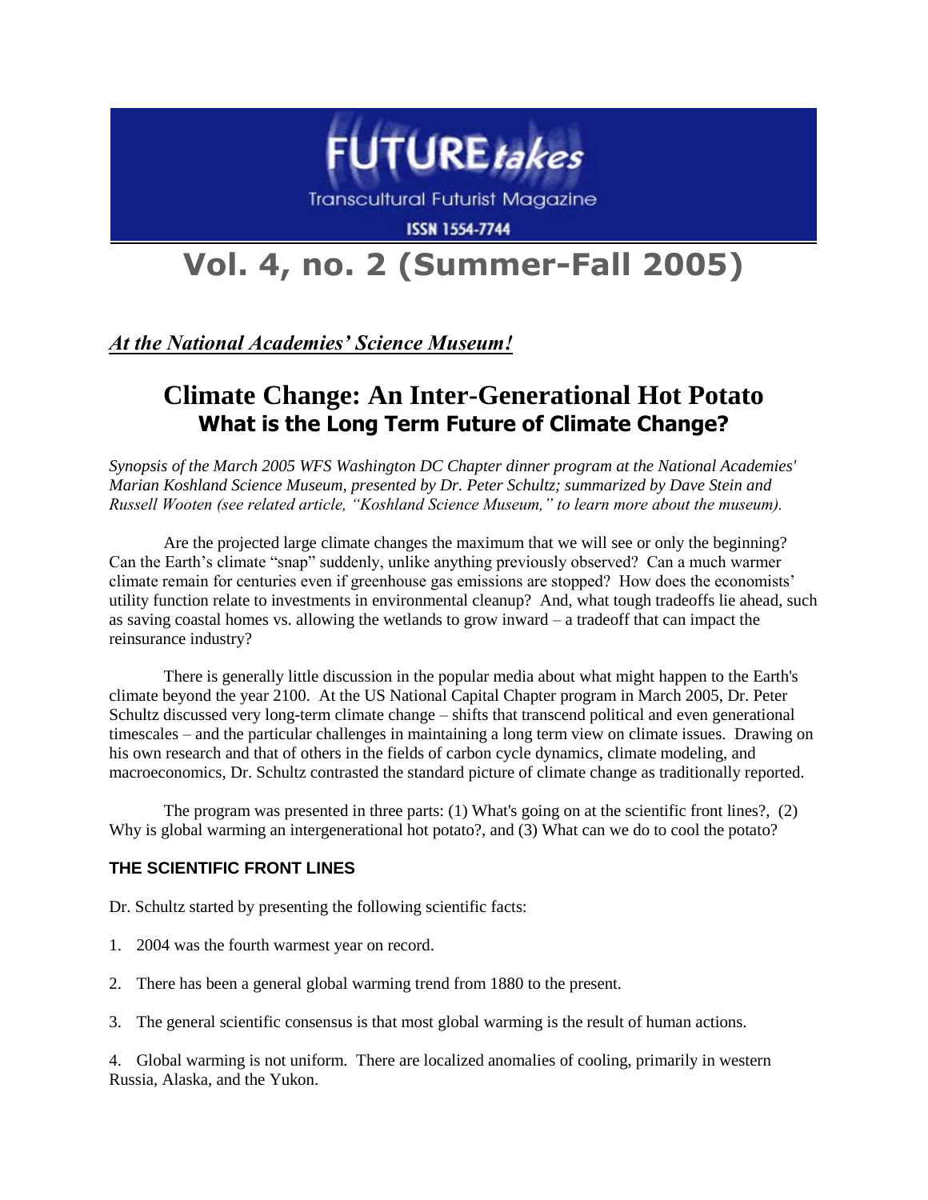# FUTURE*takes*

Transcultural Futurist Magazine

ISSN 1554-7744

# Vol. 4, no. 2 (Summer-Fall 2005)

***At the National Academies' Science Museum!***

## Climate Change: An Inter-Generational Hot Potato

### What is the Long Term Future of Climate Change?

*Synopsis of the March 2005 WFS Washington DC Chapter dinner program at the National Academies' Marian Koshland Science Museum, presented by Dr. Peter Schultz; summarized by Dave Stein and Russell Wooten (see related article, "Koshland Science Museum," to learn more about the museum).*

Are the projected large climate changes the maximum that we will see or only the beginning? Can the Earth's climate "snap" suddenly, unlike anything previously observed? Can a much warmer climate remain for centuries even if greenhouse gas emissions are stopped? How does the economists' utility function relate to investments in environmental cleanup? And, what tough tradeoffs lie ahead, such as saving coastal homes vs. allowing the wetlands to grow inward – a tradeoff that can impact the reinsurance industry?

There is generally little discussion in the popular media about what might happen to the Earth's climate beyond the year 2100. At the US National Capital Chapter program in March 2005, Dr. Peter Schultz discussed very long-term climate change – shifts that transcend political and even generational timescales – and the particular challenges in maintaining a long term view on climate issues. Drawing on his own research and that of others in the fields of carbon cycle dynamics, climate modeling, and macroeconomics, Dr. Schultz contrasted the standard picture of climate change as traditionally reported.

The program was presented in three parts: (1) What's going on at the scientific front lines?, (2) Why is global warming an intergenerational hot potato?, and (3) What can we do to cool the potato?

#### THE SCIENTIFIC FRONT LINES

Dr. Schultz started by presenting the following scientific facts:

1. 2004 was the fourth warmest year on record.

2. There has been a general global warming trend from 1880 to the present.

3. The general scientific consensus is that most global warming is the result of human actions.

4. Global warming is not uniform. There are localized anomalies of cooling, primarily in western Russia, Alaska, and the Yukon.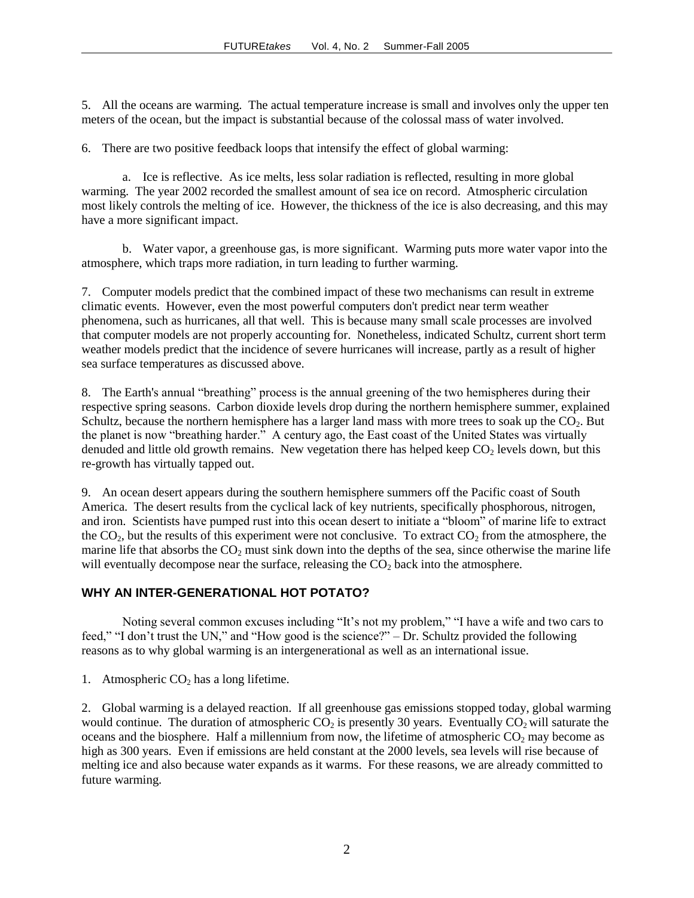5. All the oceans are warming. The actual temperature increase is small and involves only the upper ten meters of the ocean, but the impact is substantial because of the colossal mass of water involved.

6. There are two positive feedback loops that intensify the effect of global warming:

   a. Ice is reflective. As ice melts, less solar radiation is reflected, resulting in more global warming. The year 2002 recorded the smallest amount of sea ice on record. Atmospheric circulation most likely controls the melting of ice. However, the thickness of the ice is also decreasing, and this may have a more significant impact.

   b. Water vapor, a greenhouse gas, is more significant. Warming puts more water vapor into the atmosphere, which traps more radiation, in turn leading to further warming.

7. Computer models predict that the combined impact of these two mechanisms can result in extreme climatic events. However, even the most powerful computers don't predict near term weather phenomena, such as hurricanes, all that well. This is because many small scale processes are involved that computer models are not properly accounting for. Nonetheless, indicated Schultz, current short term weather models predict that the incidence of severe hurricanes will increase, partly as a result of higher sea surface temperatures as discussed above.

8. The Earth's annual "breathing" process is the annual greening of the two hemispheres during their respective spring seasons. Carbon dioxide levels drop during the northern hemisphere summer, explained Schultz, because the northern hemisphere has a larger land mass with more trees to soak up the $CO_2$. But the planet is now "breathing harder." A century ago, the East coast of the United States was virtually denuded and little old growth remains. New vegetation there has helped keep $CO_2$ levels down, but this re-growth has virtually tapped out.

9. An ocean desert appears during the southern hemisphere summers off the Pacific coast of South America. The desert results from the cyclical lack of key nutrients, specifically phosphorous, nitrogen, and iron. Scientists have pumped rust into this ocean desert to initiate a "bloom" of marine life to extract the $CO_2$, but the results of this experiment were not conclusive. To extract $CO_2$ from the atmosphere, the marine life that absorbs the $CO_2$ must sink down into the depths of the sea, since otherwise the marine life will eventually decompose near the surface, releasing the $CO_2$ back into the atmosphere.

### WHY AN INTER-GENERATIONAL HOT POTATO?

Noting several common excuses including "It's not my problem," "I have a wife and two cars to feed," "I don't trust the UN," and "How good is the science?" – Dr. Schultz provided the following reasons as to why global warming is an intergenerational as well as an international issue.

1. Atmospheric $CO_2$ has a long lifetime.

2. Global warming is a delayed reaction. If all greenhouse gas emissions stopped today, global warming would continue. The duration of atmospheric $CO_2$ is presently 30 years. Eventually $CO_2$ will saturate the oceans and the biosphere. Half a millennium from now, the lifetime of atmospheric $CO_2$ may become as high as 300 years. Even if emissions are held constant at the 2000 levels, sea levels will rise because of melting ice and also because water expands as it warms. For these reasons, we are already committed to future warming.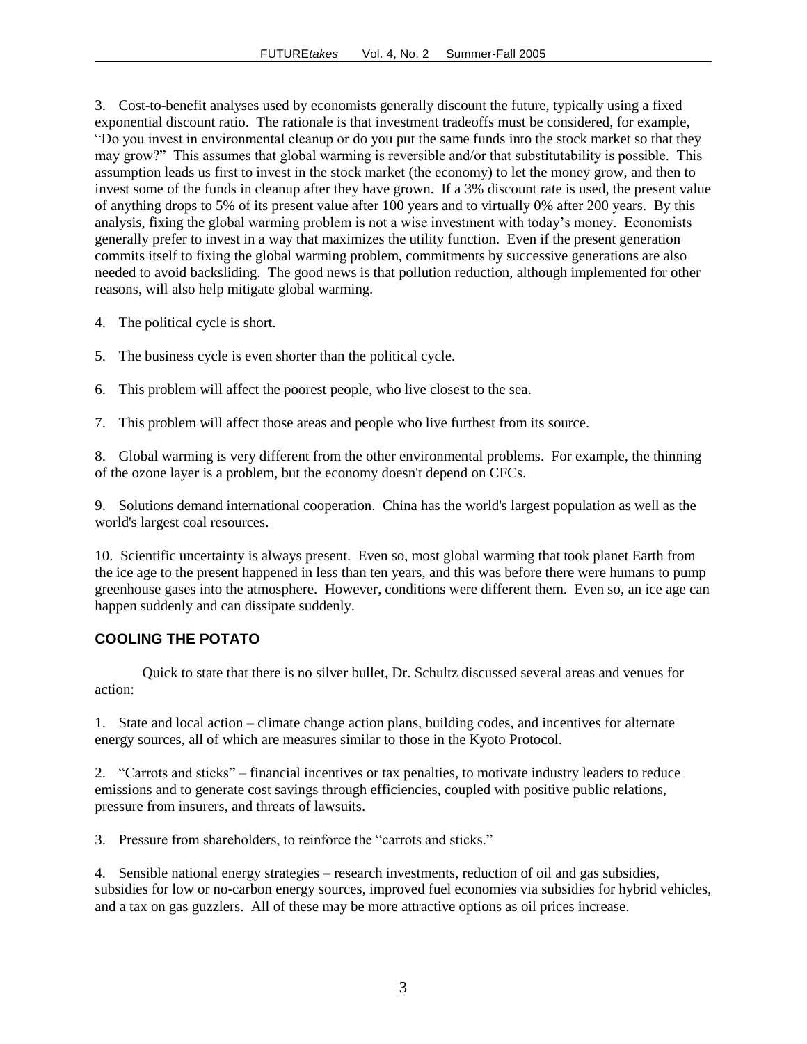3. Cost-to-benefit analyses used by economists generally discount the future, typically using a fixed exponential discount ratio. The rationale is that investment tradeoffs must be considered, for example, "Do you invest in environmental cleanup or do you put the same funds into the stock market so that they may grow?" This assumes that global warming is reversible and/or that substitutability is possible. This assumption leads us first to invest in the stock market (the economy) to let the money grow, and then to invest some of the funds in cleanup after they have grown. If a 3% discount rate is used, the present value of anything drops to 5% of its present value after 100 years and to virtually 0% after 200 years. By this analysis, fixing the global warming problem is not a wise investment with today's money. Economists generally prefer to invest in a way that maximizes the utility function. Even if the present generation commits itself to fixing the global warming problem, commitments by successive generations are also needed to avoid backsliding. The good news is that pollution reduction, although implemented for other reasons, will also help mitigate global warming.

4. The political cycle is short.

5. The business cycle is even shorter than the political cycle.

6. This problem will affect the poorest people, who live closest to the sea.

7. This problem will affect those areas and people who live furthest from its source.

8. Global warming is very different from the other environmental problems. For example, the thinning of the ozone layer is a problem, but the economy doesn't depend on CFCs.

9. Solutions demand international cooperation. China has the world's largest population as well as the world's largest coal resources.

10. Scientific uncertainty is always present. Even so, most global warming that took planet Earth from the ice age to the present happened in less than ten years, and this was before there were humans to pump greenhouse gases into the atmosphere. However, conditions were different them. Even so, an ice age can happen suddenly and can dissipate suddenly.

## COOLING THE POTATO

Quick to state that there is no silver bullet, Dr. Schultz discussed several areas and venues for action:

1. State and local action – climate change action plans, building codes, and incentives for alternate energy sources, all of which are measures similar to those in the Kyoto Protocol.

2. "Carrots and sticks" – financial incentives or tax penalties, to motivate industry leaders to reduce emissions and to generate cost savings through efficiencies, coupled with positive public relations, pressure from insurers, and threats of lawsuits.

3. Pressure from shareholders, to reinforce the "carrots and sticks."

4. Sensible national energy strategies – research investments, reduction of oil and gas subsidies, subsidies for low or no-carbon energy sources, improved fuel economies via subsidies for hybrid vehicles, and a tax on gas guzzlers. All of these may be more attractive options as oil prices increase.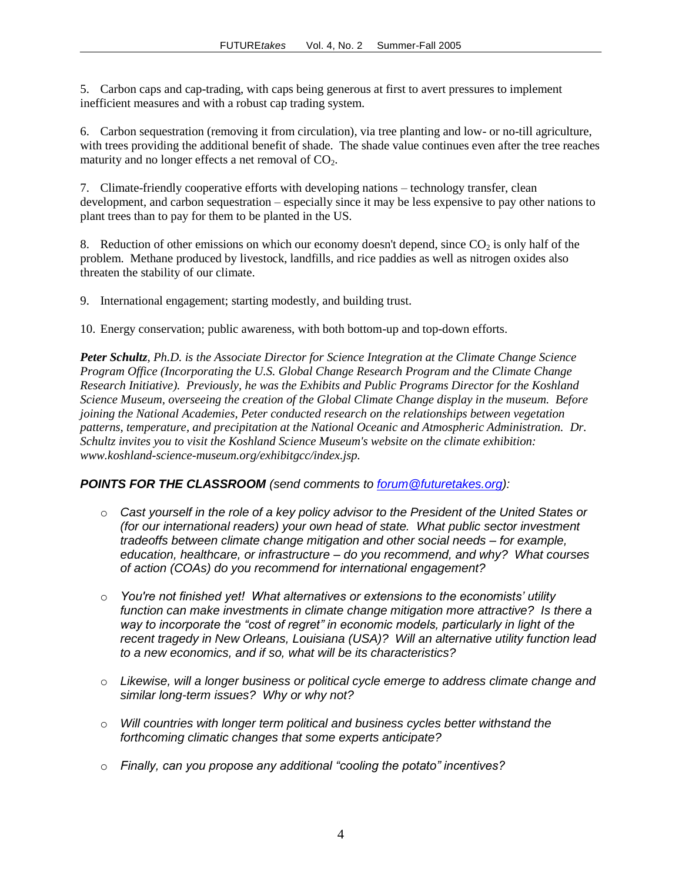5. Carbon caps and cap-trading, with caps being generous at first to avert pressures to implement inefficient measures and with a robust cap trading system.

6. Carbon sequestration (removing it from circulation), via tree planting and low- or no-till agriculture, with trees providing the additional benefit of shade. The shade value continues even after the tree reaches maturity and no longer effects a net removal of $CO_2$.

7. Climate-friendly cooperative efforts with developing nations – technology transfer, clean development, and carbon sequestration – especially since it may be less expensive to pay other nations to plant trees than to pay for them to be planted in the US.

8. Reduction of other emissions on which our economy doesn't depend, since $CO_2$ is only half of the problem. Methane produced by livestock, landfills, and rice paddies as well as nitrogen oxides also threaten the stability of our climate.

9. International engagement; starting modestly, and building trust.

10. Energy conservation; public awareness, with both bottom-up and top-down efforts.

***Peter Schultz**, Ph.D. is the Associate Director for Science Integration at the Climate Change Science Program Office (Incorporating the U.S. Global Change Research Program and the Climate Change Research Initiative). Previously, he was the Exhibits and Public Programs Director for the Koshland Science Museum, overseeing the creation of the Global Climate Change display in the museum. Before joining the National Academies, Peter conducted research on the relationships between vegetation patterns, temperature, and precipitation at the National Oceanic and Atmospheric Administration. Dr. Schultz invites you to visit the Koshland Science Museum's website on the climate exhibition: www.koshland-science-museum.org/exhibitgcc/index.jsp.*

***POINTS FOR THE CLASSROOM** (send comments to [forum@futuretakes.org](mailto:forum@futuretakes.org)):*

- *Cast yourself in the role of a key policy advisor to the President of the United States or (for our international readers) your own head of state. What public sector investment tradeoffs between climate change mitigation and other social needs – for example, education, healthcare, or infrastructure – do you recommend, and why? What courses of action (COAs) do you recommend for international engagement?*

- *You're not finished yet! What alternatives or extensions to the economists' utility function can make investments in climate change mitigation more attractive? Is there a way to incorporate the "cost of regret" in economic models, particularly in light of the recent tragedy in New Orleans, Louisiana (USA)? Will an alternative utility function lead to a new economics, and if so, what will be its characteristics?*

- *Likewise, will a longer business or political cycle emerge to address climate change and similar long-term issues? Why or why not?*

- *Will countries with longer term political and business cycles better withstand the forthcoming climatic changes that some experts anticipate?*

- *Finally, can you propose any additional "cooling the potato" incentives?*